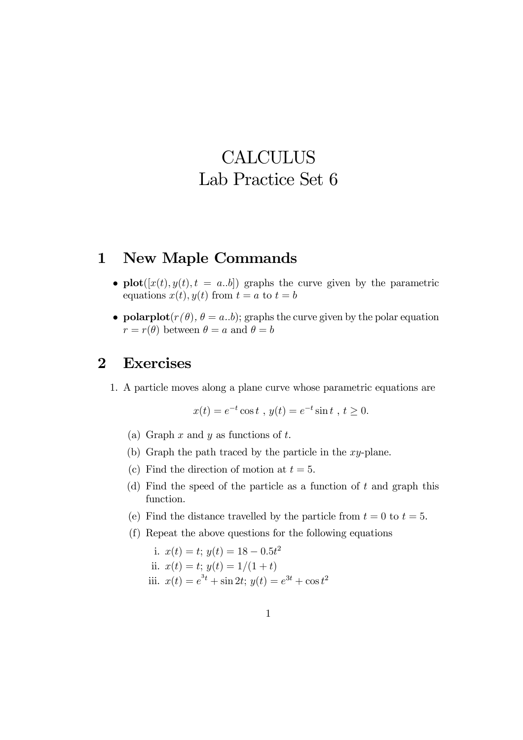# CALCULUS
# Lab Practice Set 6

## 1 New Maple Commands

- **plot**($[x(t), y(t), t = a..b]$) graphs the curve given by the parametric equations $x(t), y(t)$ from $t = a$ to $t = b$
- **polarplot**($r(\theta)$, $\theta = a..b$); graphs the curve given by the polar equation $r = r(\theta)$ between $\theta = a$ and $\theta = b$

## 2 Exercises

1. A particle moves along a plane curve whose parametric equations are

$$x(t) = e^{-t} \cos t \ , \ y(t) = e^{-t} \sin t \ , \ t \geq 0.$$

   (a) Graph $x$ and $y$ as functions of $t$.

   (b) Graph the path traced by the particle in the $xy$-plane.

   (c) Find the direction of motion at $t = 5$.

   (d) Find the speed of the particle as a function of $t$ and graph this function.

   (e) Find the distance travelled by the particle from $t = 0$ to $t = 5$.

   (f) Repeat the above questions for the following equations

      i. $x(t) = t$; $y(t) = 18 - 0.5t^2$

      ii. $x(t) = t$; $y(t) = 1/(1 + t)$

      iii. $x(t) = e^{3t} + \sin 2t$; $y(t) = e^{3t} + \cos t^2$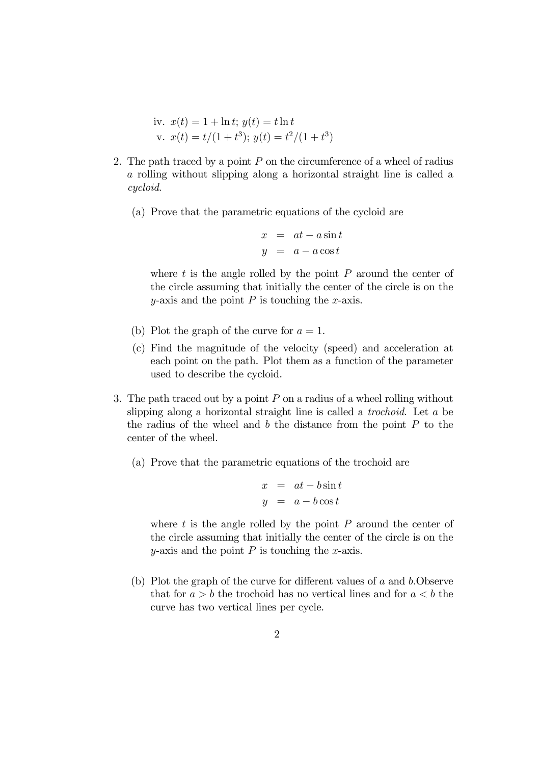iv. $x(t) = 1 + \ln t$; $y(t) = t \ln t$

v. $x(t) = t/(1 + t^3)$; $y(t) = t^2/(1 + t^3)$

2. The path traced by a point $P$ on the circumference of a wheel of radius $a$ rolling without slipping along a horizontal straight line is called a *cycloid*.

   (a) Prove that the parametric equations of the cycloid are

   $$\begin{aligned} x &= at - a \sin t \\ y &= a - a \cos t \end{aligned}$$

   where $t$ is the angle rolled by the point $P$ around the center of the circle assuming that initially the center of the circle is on the $y$-axis and the point $P$ is touching the $x$-axis.

   (b) Plot the graph of the curve for $a = 1$.

   (c) Find the magnitude of the velocity (speed) and acceleration at each point on the path. Plot them as a function of the parameter used to describe the cycloid.

3. The path traced out by a point $P$ on a radius of a wheel rolling without slipping along a horizontal straight line is called a *trochoid*. Let $a$ be the radius of the wheel and $b$ the distance from the point $P$ to the center of the wheel.

   (a) Prove that the parametric equations of the trochoid are

   $$\begin{aligned} x &= at - b \sin t \\ y &= a - b \cos t \end{aligned}$$

   where $t$ is the angle rolled by the point $P$ around the center of the circle assuming that initially the center of the circle is on the $y$-axis and the point $P$ is touching the $x$-axis.

   (b) Plot the graph of the curve for different values of $a$ and $b$.Observe that for $a > b$ the trochoid has no vertical lines and for $a < b$ the curve has two vertical lines per cycle.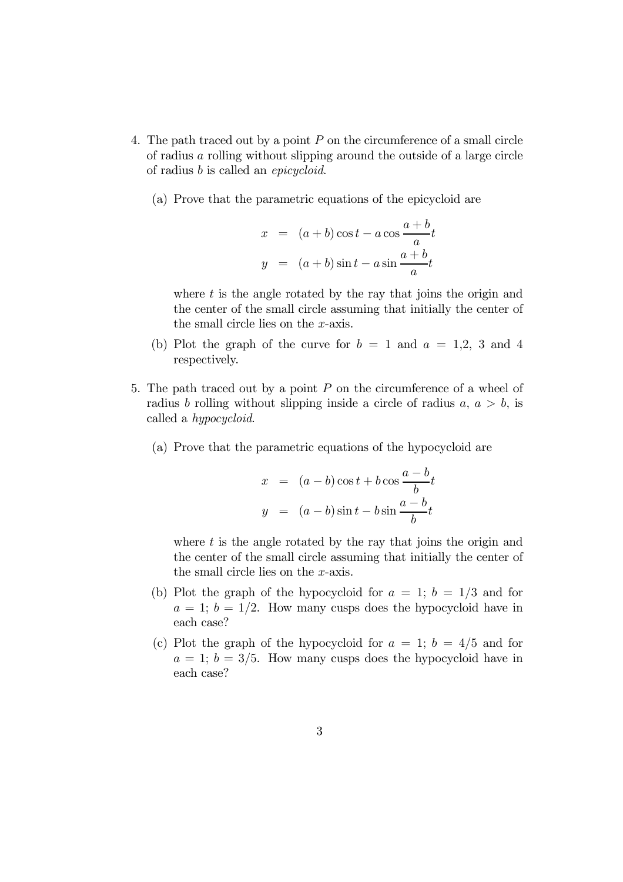4. The path traced out by a point $P$ on the circumference of a small circle of radius $a$ rolling without slipping around the outside of a large circle of radius $b$ is called an *epicycloid*.

   (a) Prove that the parametric equations of the epicycloid are

   $$
   \begin{aligned}
   x &= (a+b)\cos t - a\cos\frac{a+b}{a}t \\
   y &= (a+b)\sin t - a\sin\frac{a+b}{a}t
   \end{aligned}
   $$

   where $t$ is the angle rotated by the ray that joins the origin and the center of the small circle assuming that initially the center of the small circle lies on the $x$-axis.

   (b) Plot the graph of the curve for $b = 1$ and $a =$ 1,2, 3 and 4 respectively.

5. The path traced out by a point $P$ on the circumference of a wheel of radius $b$ rolling without slipping inside a circle of radius $a$, $a > b$, is called a *hypocycloid*.

   (a) Prove that the parametric equations of the hypocycloid are

   $$
   \begin{aligned}
   x &= (a-b)\cos t + b\cos\frac{a-b}{b}t \\
   y &= (a-b)\sin t - b\sin\frac{a-b}{b}t
   \end{aligned}
   $$

   where $t$ is the angle rotated by the ray that joins the origin and the center of the small circle assuming that initially the center of the small circle lies on the $x$-axis.

   (b) Plot the graph of the hypocycloid for $a = 1$; $b = 1/3$ and for $a = 1$; $b = 1/2$. How many cusps does the hypocycloid have in each case?

   (c) Plot the graph of the hypocycloid for $a = 1$; $b = 4/5$ and for $a = 1$; $b = 3/5$. How many cusps does the hypocycloid have in each case?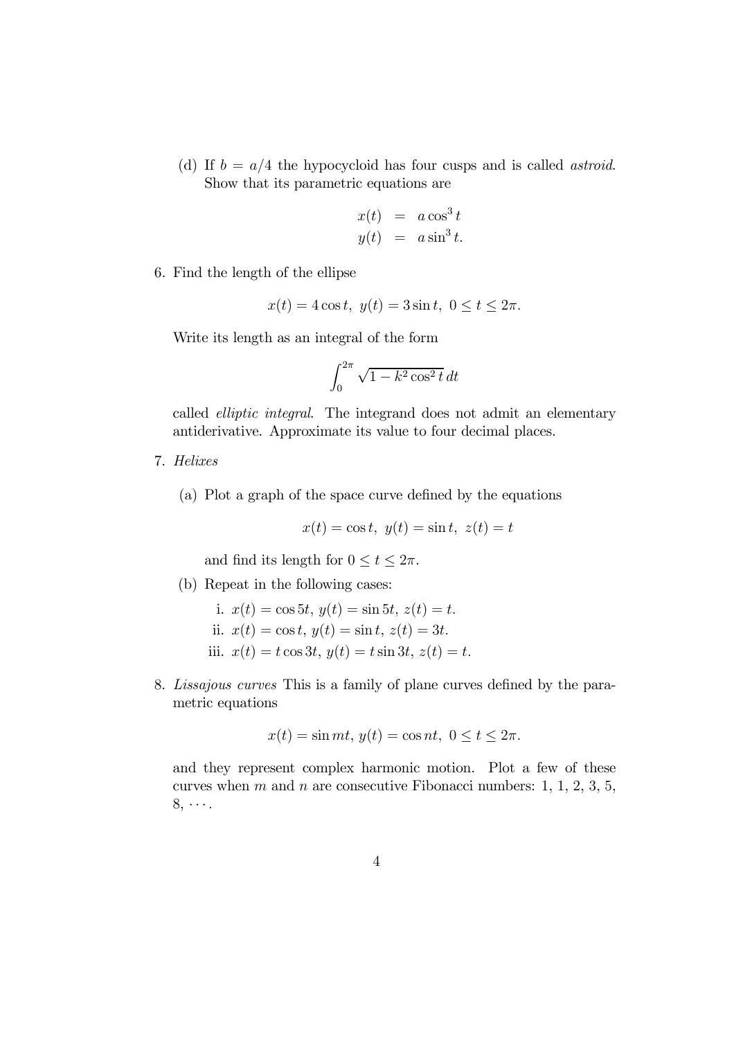(d) If $b = a/4$ the hypocycloid has four cusps and is called *astroid*. Show that its parametric equations are

$$\begin{aligned} x(t) &= a\cos^3 t \\ y(t) &= a\sin^3 t. \end{aligned}$$

6. Find the length of the ellipse

$$x(t) = 4\cos t,\ y(t) = 3\sin t,\ 0 \le t \le 2\pi.$$

Write its length as an integral of the form

$$\int_0^{2\pi} \sqrt{1 - k^2\cos^2 t}\, dt$$

called *elliptic integral*. The integrand does not admit an elementary antiderivative. Approximate its value to four decimal places.

7. *Helixes*

   (a) Plot a graph of the space curve defined by the equations

   $$x(t) = \cos t,\ y(t) = \sin t,\ z(t) = t$$

   and find its length for $0 \le t \le 2\pi$.

   (b) Repeat in the following cases:

      i. $x(t) = \cos 5t,\ y(t) = \sin 5t,\ z(t) = t.$

      ii. $x(t) = \cos t,\ y(t) = \sin t,\ z(t) = 3t.$

      iii. $x(t) = t\cos 3t,\ y(t) = t\sin 3t,\ z(t) = t.$

8. *Lissajous curves* This is a family of plane curves defined by the parametric equations

$$x(t) = \sin mt,\ y(t) = \cos nt,\ 0 \le t \le 2\pi.$$

and they represent complex harmonic motion. Plot a few of these curves when $m$ and $n$ are consecutive Fibonacci numbers: 1, 1, 2, 3, 5, 8, $\cdots$.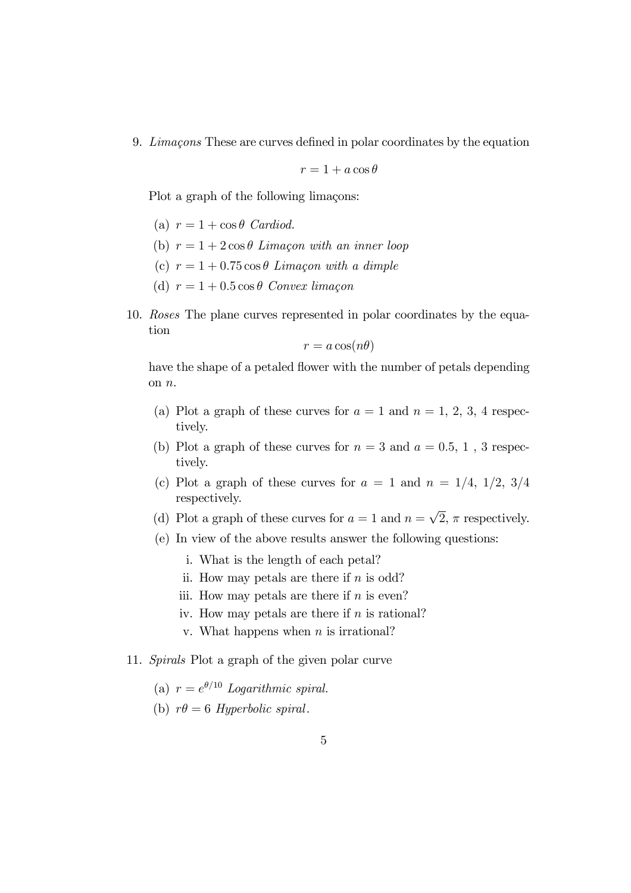9. *Limaçons* These are curves defined in polar coordinates by the equation

$$r = 1 + a\cos\theta$$

Plot a graph of the following limaçons:

(a) $r = 1 + \cos\theta$ *Cardiod.*

(b) $r = 1 + 2\cos\theta$ *Limaçon with an inner loop*

(c) $r = 1 + 0.75\cos\theta$ *Limaçon with a dimple*

(d) $r = 1 + 0.5\cos\theta$ *Convex limaçon*

10. *Roses* The plane curves represented in polar coordinates by the equation

$$r = a\cos(n\theta)$$

have the shape of a petaled flower with the number of petals depending on $n$.

(a) Plot a graph of these curves for $a = 1$ and $n = 1,\ 2,\ 3,\ 4$ respectively.

(b) Plot a graph of these curves for $n = 3$ and $a = 0.5,\ 1\ ,\ 3$ respectively.

(c) Plot a graph of these curves for $a = 1$ and $n = 1/4,\ 1/2,\ 3/4$ respectively.

(d) Plot a graph of these curves for $a = 1$ and $n = \sqrt{2},\ \pi$ respectively.

(e) In view of the above results answer the following questions:

i. What is the length of each petal?

ii. How may petals are there if $n$ is odd?

iii. How may petals are there if $n$ is even?

iv. How may petals are there if $n$ is rational?

v. What happens when $n$ is irrational?

11. *Spirals* Plot a graph of the given polar curve

(a) $r = e^{\theta/10}$ *Logarithmic spiral.*

(b) $r\theta = 6$ *Hyperbolic spiral*.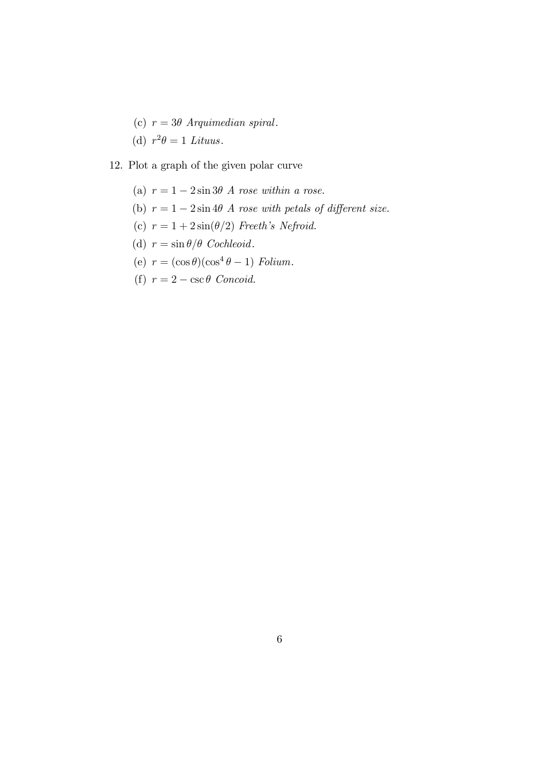(c) $r = 3\theta$ *Arquimedian spiral*.

(d) $r^2\theta = 1$ *Lituus*.

12. Plot a graph of the given polar curve

    (a) $r = 1 - 2\sin 3\theta$ *A rose within a rose.*

    (b) $r = 1 - 2\sin 4\theta$ *A rose with petals of different size.*

    (c) $r = 1 + 2\sin(\theta/2)$ *Freeth's Nefroid.*

    (d) $r = \sin\theta/\theta$ *Cochleoid*.

    (e) $r = (\cos\theta)(\cos^4\theta - 1)$ *Folium*.

    (f) $r = 2 - \csc\theta$ *Concoid.*